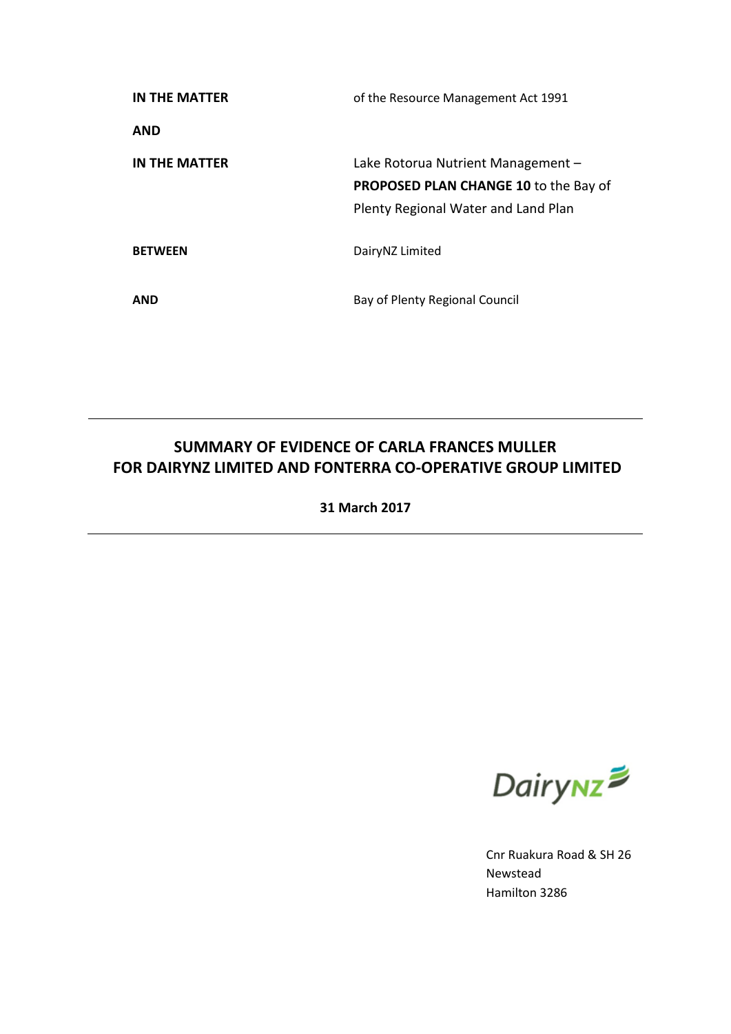| | |
|---|---|
| **IN THE MATTER** | of the Resource Management Act 1991 |
| **AND** | |
| **IN THE MATTER** | Lake Rotorua Nutrient Management – **PROPOSED PLAN CHANGE 10** to the Bay of Plenty Regional Water and Land Plan |
| **BETWEEN** | DairyNZ Limited |
| **AND** | Bay of Plenty Regional Council |

---

## SUMMARY OF EVIDENCE OF CARLA FRANCES MULLER FOR DAIRYNZ LIMITED AND FONTERRA CO-OPERATIVE GROUP LIMITED

**31 March 2017**

---

DairyNZ

Cnr Ruakura Road & SH 26
Newstead
Hamilton 3286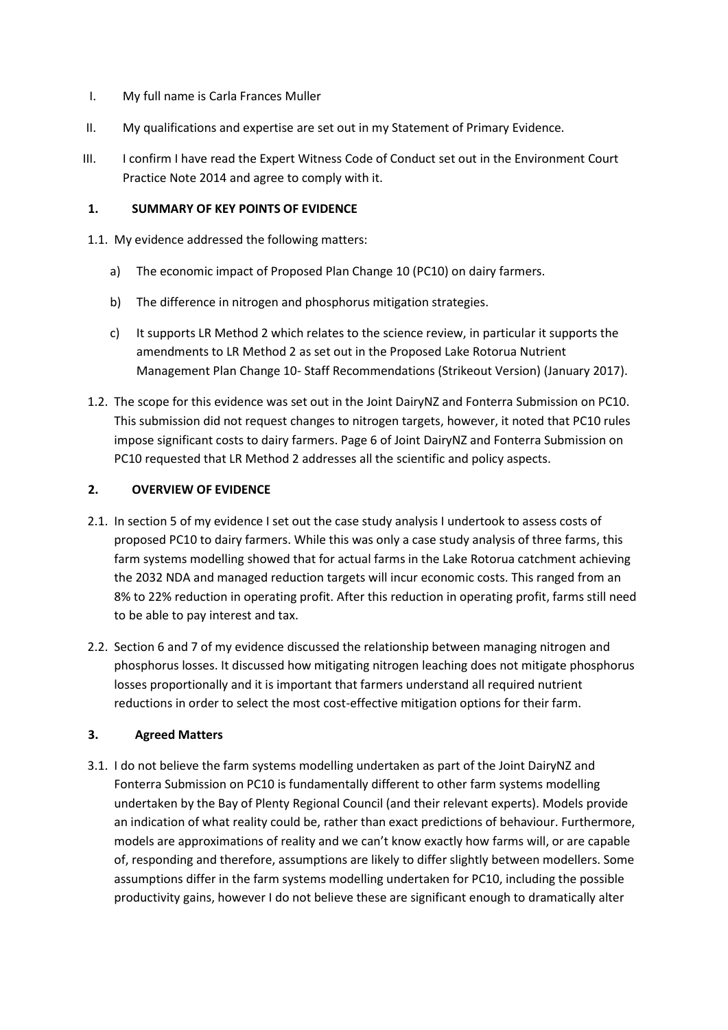I. My full name is Carla Frances Muller

II. My qualifications and expertise are set out in my Statement of Primary Evidence.

III. I confirm I have read the Expert Witness Code of Conduct set out in the Environment Court Practice Note 2014 and agree to comply with it.

## 1. SUMMARY OF KEY POINTS OF EVIDENCE

1.1. My evidence addressed the following matters:

a) The economic impact of Proposed Plan Change 10 (PC10) on dairy farmers.

b) The difference in nitrogen and phosphorus mitigation strategies.

c) It supports LR Method 2 which relates to the science review, in particular it supports the amendments to LR Method 2 as set out in the Proposed Lake Rotorua Nutrient Management Plan Change 10- Staff Recommendations (Strikeout Version) (January 2017).

1.2. The scope for this evidence was set out in the Joint DairyNZ and Fonterra Submission on PC10. This submission did not request changes to nitrogen targets, however, it noted that PC10 rules impose significant costs to dairy farmers. Page 6 of Joint DairyNZ and Fonterra Submission on PC10 requested that LR Method 2 addresses all the scientific and policy aspects.

## 2. OVERVIEW OF EVIDENCE

2.1. In section 5 of my evidence I set out the case study analysis I undertook to assess costs of proposed PC10 to dairy farmers. While this was only a case study analysis of three farms, this farm systems modelling showed that for actual farms in the Lake Rotorua catchment achieving the 2032 NDA and managed reduction targets will incur economic costs. This ranged from an 8% to 22% reduction in operating profit. After this reduction in operating profit, farms still need to be able to pay interest and tax.

2.2. Section 6 and 7 of my evidence discussed the relationship between managing nitrogen and phosphorus losses. It discussed how mitigating nitrogen leaching does not mitigate phosphorus losses proportionally and it is important that farmers understand all required nutrient reductions in order to select the most cost-effective mitigation options for their farm.

## 3. Agreed Matters

3.1. I do not believe the farm systems modelling undertaken as part of the Joint DairyNZ and Fonterra Submission on PC10 is fundamentally different to other farm systems modelling undertaken by the Bay of Plenty Regional Council (and their relevant experts). Models provide an indication of what reality could be, rather than exact predictions of behaviour. Furthermore, models are approximations of reality and we can't know exactly how farms will, or are capable of, responding and therefore, assumptions are likely to differ slightly between modellers. Some assumptions differ in the farm systems modelling undertaken for PC10, including the possible productivity gains, however I do not believe these are significant enough to dramatically alter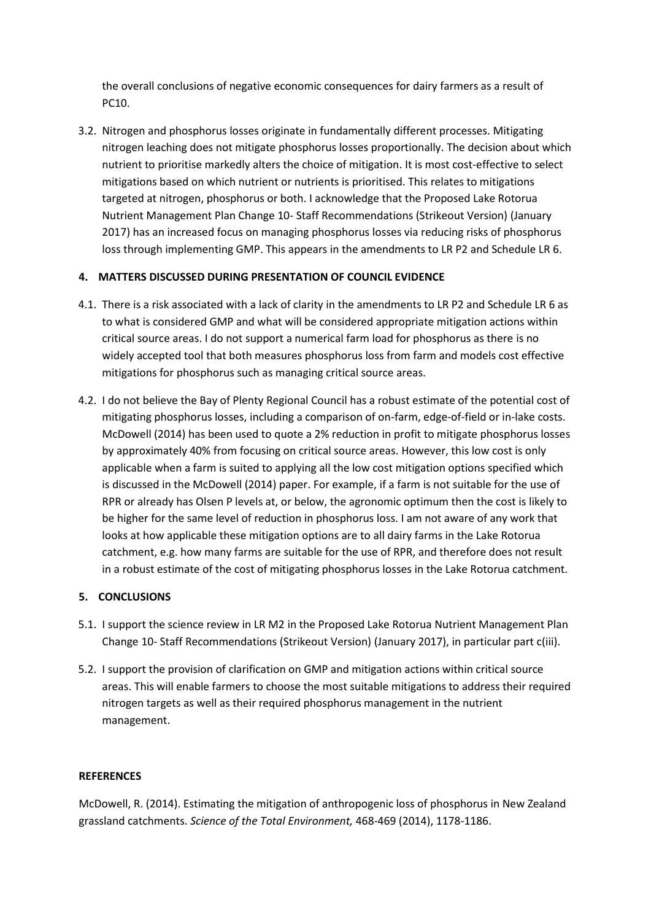the overall conclusions of negative economic consequences for dairy farmers as a result of PC10.

3.2. Nitrogen and phosphorus losses originate in fundamentally different processes. Mitigating nitrogen leaching does not mitigate phosphorus losses proportionally. The decision about which nutrient to prioritise markedly alters the choice of mitigation. It is most cost-effective to select mitigations based on which nutrient or nutrients is prioritised. This relates to mitigations targeted at nitrogen, phosphorus or both. I acknowledge that the Proposed Lake Rotorua Nutrient Management Plan Change 10- Staff Recommendations (Strikeout Version) (January 2017) has an increased focus on managing phosphorus losses via reducing risks of phosphorus loss through implementing GMP. This appears in the amendments to LR P2 and Schedule LR 6.

## 4. MATTERS DISCUSSED DURING PRESENTATION OF COUNCIL EVIDENCE

4.1. There is a risk associated with a lack of clarity in the amendments to LR P2 and Schedule LR 6 as to what is considered GMP and what will be considered appropriate mitigation actions within critical source areas. I do not support a numerical farm load for phosphorus as there is no widely accepted tool that both measures phosphorus loss from farm and models cost effective mitigations for phosphorus such as managing critical source areas.

4.2. I do not believe the Bay of Plenty Regional Council has a robust estimate of the potential cost of mitigating phosphorus losses, including a comparison of on-farm, edge-of-field or in-lake costs. McDowell (2014) has been used to quote a 2% reduction in profit to mitigate phosphorus losses by approximately 40% from focusing on critical source areas. However, this low cost is only applicable when a farm is suited to applying all the low cost mitigation options specified which is discussed in the McDowell (2014) paper. For example, if a farm is not suitable for the use of RPR or already has Olsen P levels at, or below, the agronomic optimum then the cost is likely to be higher for the same level of reduction in phosphorus loss. I am not aware of any work that looks at how applicable these mitigation options are to all dairy farms in the Lake Rotorua catchment, e.g. how many farms are suitable for the use of RPR, and therefore does not result in a robust estimate of the cost of mitigating phosphorus losses in the Lake Rotorua catchment.

## 5. CONCLUSIONS

5.1. I support the science review in LR M2 in the Proposed Lake Rotorua Nutrient Management Plan Change 10- Staff Recommendations (Strikeout Version) (January 2017), in particular part c(iii).

5.2. I support the provision of clarification on GMP and mitigation actions within critical source areas. This will enable farmers to choose the most suitable mitigations to address their required nitrogen targets as well as their required phosphorus management in the nutrient management.

## REFERENCES

McDowell, R. (2014). Estimating the mitigation of anthropogenic loss of phosphorus in New Zealand grassland catchments. *Science of the Total Environment,* 468-469 (2014), 1178-1186.